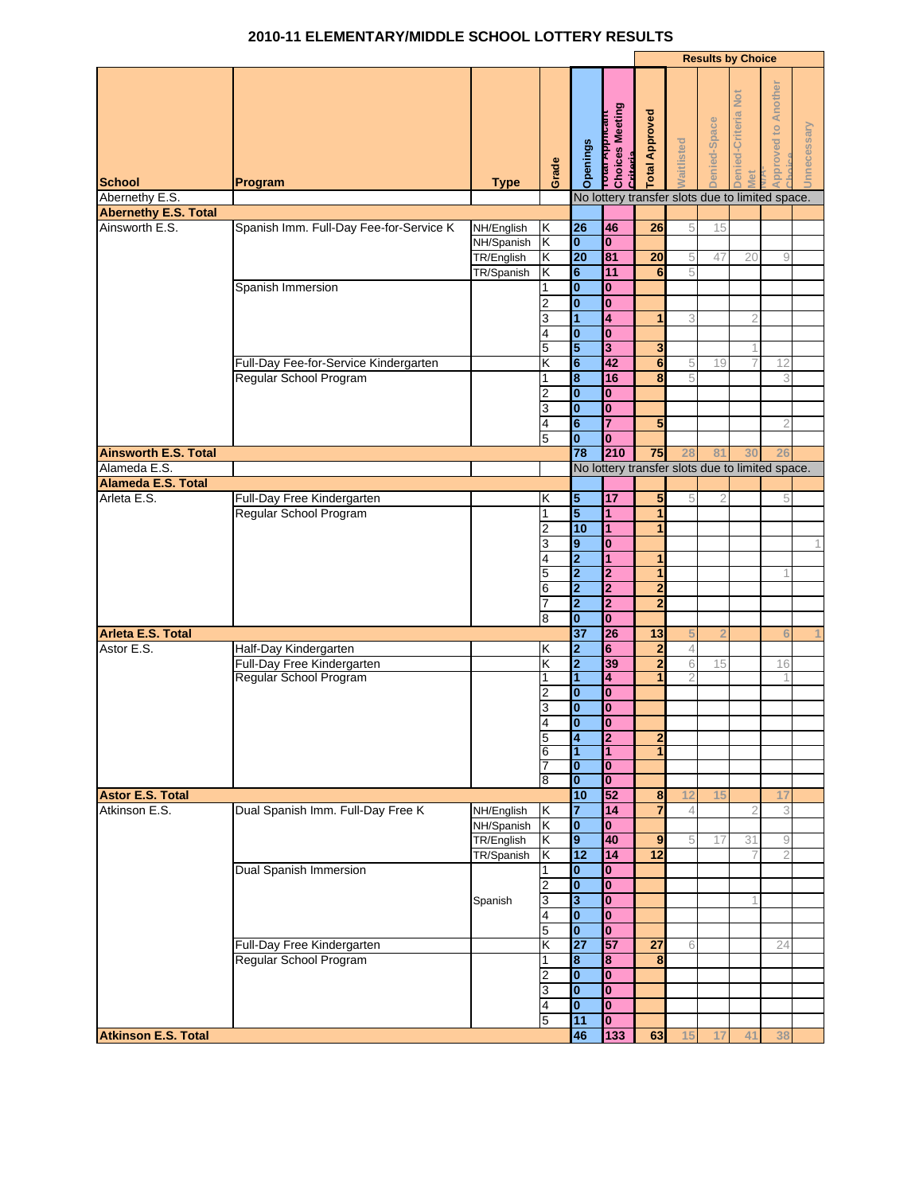# 2010-11 ELEMENTARY/MIDDLE SCHOOL LOTTERY RESULTS

| School | Program | Type | Grade | Openings | Total Applicant Choices Meeting Criteria | Total Approved | Results by Choice: Waitlisted | Denied-Space | Denied-Criteria Not Met | N/A-Approved to Another Choice | Unnecessary |
|---|---|---|---|---|---|---|---|---|---|---|---|
| Abernethy E.S. | | | | No lottery transfer slots due to limited space. | | | | | | | |
| **Abernethy E.S. Total** | | | | | | | | | | | |
| Ainsworth E.S. | Spanish Imm. Full-Day Fee-for-Service K | NH/English | K | 26 | 46 | 26 | 5 | 15 | | | |
| | | NH/Spanish | K | 0 | 0 | | | | | | |
| | | TR/English | K | 20 | 81 | 20 | 5 | 47 | 20 | 9 | |
| | | TR/Spanish | K | 6 | 11 | 6 | 5 | | | | |
| | Spanish Immersion | | 1 | 0 | 0 | | | | | | |
| | | | 2 | 0 | 0 | | | | | | |
| | | | 3 | 1 | 4 | 1 | 3 | | 2 | | |
| | | | 4 | 0 | 0 | | | | | | |
| | | | 5 | 5 | 3 | 3 | | | 1 | | |
| | Full-Day Fee-for-Service Kindergarten | | K | 6 | 42 | 6 | 5 | 19 | 7 | 12 | |
| | Regular School Program | | 1 | 8 | 16 | 8 | 5 | | | 3 | |
| | | | 2 | 0 | 0 | | | | | | |
| | | | 3 | 0 | 0 | | | | | | |
| | | | 4 | 6 | 7 | 5 | | | | 2 | |
| | | | 5 | 0 | 0 | | | | | | |
| **Ainsworth E.S. Total** | | | | 78 | 210 | 75 | 28 | 81 | 30 | 26 | |
| Alameda E.S. | | | | No lottery transfer slots due to limited space. | | | | | | | |
| **Alameda E.S. Total** | | | | | | | | | | | |
| Arleta E.S. | Full-Day Free Kindergarten | | K | 5 | 17 | 5 | 5 | 2 | | 5 | |
| | Regular School Program | | 1 | 5 | 1 | 1 | | | | | |
| | | | 2 | 10 | 1 | 1 | | | | | |
| | | | 3 | 9 | 0 | | | | | | 1 |
| | | | 4 | 2 | 1 | 1 | | | | | |
| | | | 5 | 2 | 2 | 1 | | | | 1 | |
| | | | 6 | 2 | 2 | 2 | | | | | |
| | | | 7 | 2 | 2 | 2 | | | | | |
| | | | 8 | 0 | 0 | | | | | | |
| **Arleta E.S. Total** | | | | 37 | 26 | 13 | 5 | 2 | | 6 | 1 |
| Astor E.S. | Half-Day Kindergarten | | K | 2 | 6 | 2 | 4 | | | | |
| | Full-Day Free Kindergarten | | K | 2 | 39 | 2 | 6 | 15 | | 16 | |
| | Regular School Program | | 1 | 1 | 4 | 1 | 2 | | | 1 | |
| | | | 2 | 0 | 0 | | | | | | |
| | | | 3 | 0 | 0 | | | | | | |
| | | | 4 | 0 | 0 | | | | | | |
| | | | 5 | 4 | 2 | 2 | | | | | |
| | | | 6 | 1 | 1 | 1 | | | | | |
| | | | 7 | 0 | 0 | | | | | | |
| | | | 8 | 0 | 0 | | | | | | |
| **Astor E.S. Total** | | | | 10 | 52 | 8 | 12 | 15 | | 17 | |
| Atkinson E.S. | Dual Spanish Imm. Full-Day Free K | NH/English | K | 7 | 14 | 7 | 4 | | 2 | 3 | |
| | | NH/Spanish | K | 0 | 0 | | | | | | |
| | | TR/English | K | 9 | 40 | 9 | 5 | 17 | 31 | 9 | |
| | | TR/Spanish | K | 12 | 14 | 12 | | | 7 | 2 | |
| | Dual Spanish Immersion | | 1 | 0 | 0 | | | | | | |
| | | | 2 | 0 | 0 | | | | | | |
| | | Spanish | 3 | 3 | 0 | | | | 1 | | |
| | | | 4 | 0 | 0 | | | | | | |
| | | | 5 | 0 | 0 | | | | | | |
| | Full-Day Free Kindergarten | | K | 27 | 57 | 27 | 6 | | | 24 | |
| | Regular School Program | | 1 | 8 | 8 | 8 | | | | | |
| | | | 2 | 0 | 0 | | | | | | |
| | | | 3 | 0 | 0 | | | | | | |
| | | | 4 | 0 | 0 | | | | | | |
| | | | 5 | 11 | 0 | | | | | | |
| **Atkinson E.S. Total** | | | | 46 | 133 | 63 | 15 | 17 | 41 | 38 | |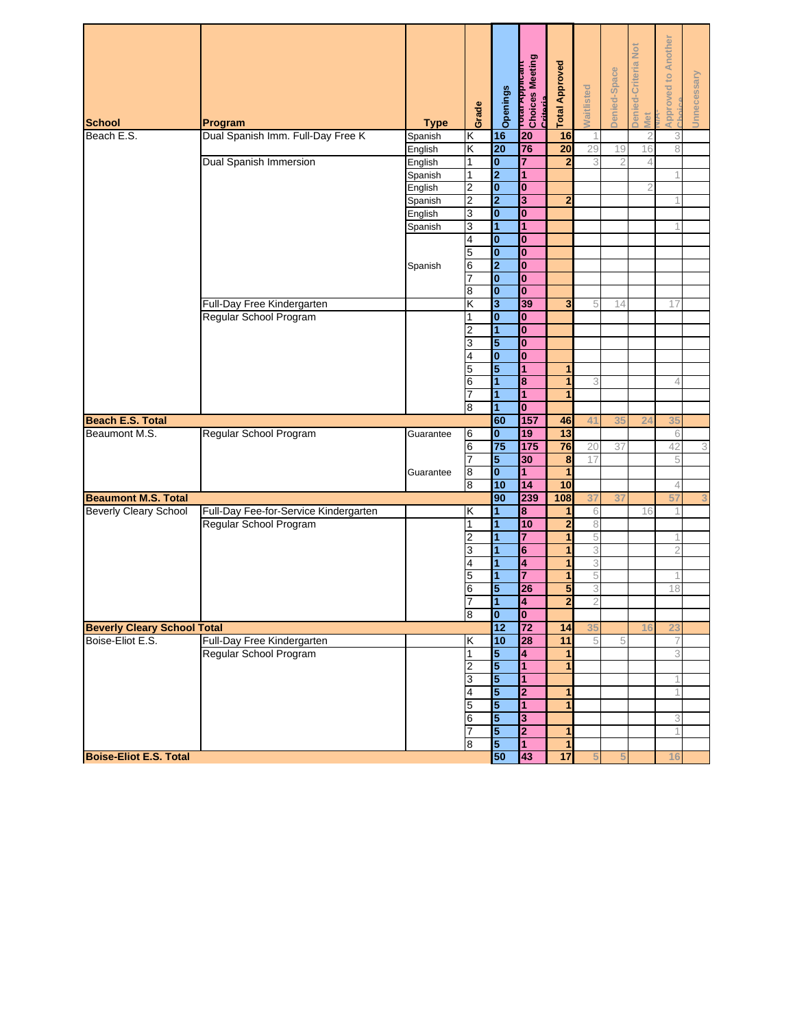| School | Program | Type | Grade | Openings | Total Applicant Choices Meeting Criteria | Total Approved | Waitlisted | Denied-Space | Denied-Criteria Not Met | NA-Approved to Another Choice | Unnecessary |
|---|---|---|---|---|---|---|---|---|---|---|---|
| Beach E.S. | Dual Spanish Imm. Full-Day Free K | Spanish | K | 16 | 20 | 16 | 1 | | 2 | 3 | |
| | | English | K | 20 | 76 | 20 | 29 | 19 | 16 | 8 | |
| | Dual Spanish Immersion | English | 1 | 0 | 7 | 2 | 3 | 2 | 4 | | |
| | | Spanish | 1 | 2 | 1 | | | | | 1 | |
| | | English | 2 | 0 | 0 | | | | 2 | | |
| | | Spanish | 2 | 2 | 3 | 2 | | | | 1 | |
| | | English | 3 | 0 | 0 | | | | | | |
| | | Spanish | 3 | 1 | 1 | | | | | 1 | |
| | | | 4 | 0 | 0 | | | | | | |
| | | | 5 | 0 | 0 | | | | | | |
| | | Spanish | 6 | 2 | 0 | | | | | | |
| | | | 7 | 0 | 0 | | | | | | |
| | | | 8 | 0 | 0 | | | | | | |
| | Full-Day Free Kindergarten | | K | 3 | 39 | 3 | 5 | 14 | | 17 | |
| | Regular School Program | | 1 | 0 | 0 | | | | | | |
| | | | 2 | 1 | 0 | | | | | | |
| | | | 3 | 5 | 0 | | | | | | |
| | | | 4 | 0 | 0 | | | | | | |
| | | | 5 | 5 | 1 | 1 | | | | | |
| | | | 6 | 1 | 8 | 1 | 3 | | | 4 | |
| | | | 7 | 1 | 1 | 1 | | | | | |
| | | | 8 | 1 | 0 | | | | | | |
| **Beach E.S. Total** | | | | **60** | **157** | **46** | **41** | **35** | **24** | **35** | |
| Beaumont M.S. | Regular School Program | Guarantee | 6 | 0 | 19 | 13 | | | | 6 | |
| | | | 6 | 75 | 175 | 76 | 20 | 37 | | 42 | 3 |
| | | | 7 | 5 | 30 | 8 | 17 | | | 5 | |
| | | Guarantee | 8 | 0 | 1 | 1 | | | | | |
| | | | 8 | 10 | 14 | 10 | | | | 4 | |
| **Beaumont M.S. Total** | | | | **90** | **239** | **108** | **37** | **37** | | **57** | **3** |
| Beverly Cleary School | Full-Day Fee-for-Service Kindergarten | | K | 1 | 8 | 1 | 6 | | 16 | 1 | |
| | Regular School Program | | 1 | 1 | 10 | 2 | 8 | | | | |
| | | | 2 | 1 | 7 | 1 | 5 | | | 1 | |
| | | | 3 | 1 | 6 | 1 | 3 | | | 2 | |
| | | | 4 | 1 | 4 | 1 | 3 | | | | |
| | | | 5 | 1 | 7 | 1 | 5 | | | 1 | |
| | | | 6 | 5 | 26 | 5 | 3 | | | 18 | |
| | | | 7 | 1 | 4 | 2 | 2 | | | | |
| | | | 8 | 0 | 0 | | | | | | |
| **Beverly Cleary School Total** | | | | **12** | **72** | **14** | **35** | | **16** | **23** | |
| Boise-Eliot E.S. | Full-Day Free Kindergarten | | K | 10 | 28 | 11 | 5 | 5 | | 7 | |
| | Regular School Program | | 1 | 5 | 4 | 1 | | | | 3 | |
| | | | 2 | 5 | 1 | 1 | | | | | |
| | | | 3 | 5 | 1 | | | | | 1 | |
| | | | 4 | 5 | 2 | 1 | | | | 1 | |
| | | | 5 | 5 | 1 | 1 | | | | | |
| | | | 6 | 5 | 3 | | | | | 3 | |
| | | | 7 | 5 | 2 | 1 | | | | 1 | |
| | | | 8 | 5 | 1 | 1 | | | | | |
| **Boise-Eliot E.S. Total** | | | | **50** | **43** | **17** | **5** | **5** | | **16** | |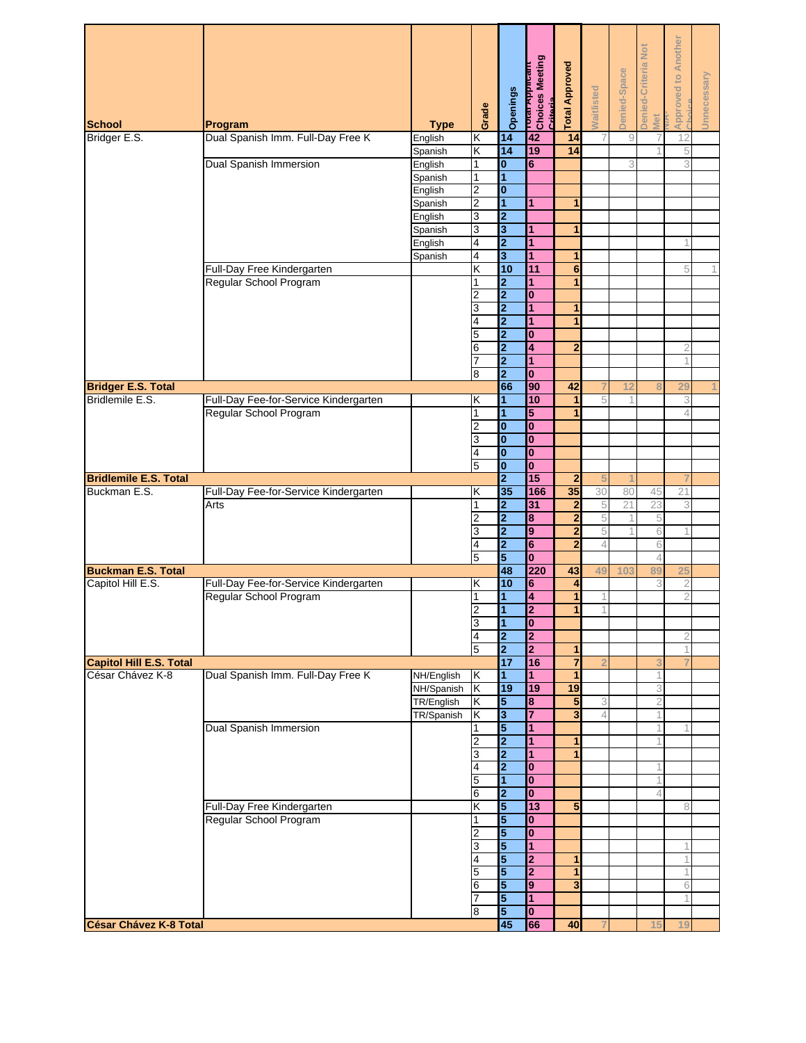| School | Program | Type | Grade | Openings | Total Applicant Choices Meeting Criteria | Total Approved | Waitlisted | Denied-Space | Denied-Criteria Not Met | N/A-Approved to Another Choice | Unnecessary |
|---|---|---|---|---|---|---|---|---|---|---|---|
| Bridger E.S. | Dual Spanish Imm. Full-Day Free K | English | K | 14 | 42 | 14 | 7 | 9 | 7 | 12 | |
| | | Spanish | K | 14 | 19 | 14 | | | 1 | 5 | |
| | Dual Spanish Immersion | English | 1 | 0 | 6 | | | 3 | | 3 | |
| | | Spanish | 1 | 1 | | | | | | | |
| | | English | 2 | 0 | | | | | | | |
| | | Spanish | 2 | 1 | 1 | 1 | | | | | |
| | | English | 3 | 2 | | | | | | | |
| | | Spanish | 3 | 3 | 1 | 1 | | | | | |
| | | English | 4 | 2 | 1 | | | | | 1 | |
| | | Spanish | 4 | 3 | 1 | 1 | | | | | |
| | Full-Day Free Kindergarten | | K | 10 | 11 | 6 | | | | 5 | 1 |
| | Regular School Program | | 1 | 2 | 1 | 1 | | | | | |
| | | | 2 | 2 | 0 | | | | | | |
| | | | 3 | 2 | 1 | 1 | | | | | |
| | | | 4 | 2 | 1 | 1 | | | | | |
| | | | 5 | 2 | 0 | | | | | | |
| | | | 6 | 2 | 4 | 2 | | | | 2 | |
| | | | 7 | 2 | 1 | | | | | 1 | |
| | | | 8 | 2 | 0 | | | | | | |
| **Bridger E.S. Total** | | | | 66 | 90 | 42 | 7 | 12 | 8 | 29 | 1 |
| Bridlemile E.S. | Full-Day Fee-for-Service Kindergarten | | K | 1 | 10 | 1 | 5 | 1 | | 3 | |
| | Regular School Program | | 1 | 1 | 5 | 1 | | | | 4 | |
| | | | 2 | 0 | 0 | | | | | | |
| | | | 3 | 0 | 0 | | | | | | |
| | | | 4 | 0 | 0 | | | | | | |
| | | | 5 | 0 | 0 | | | | | | |
| **Bridlemile E.S. Total** | | | | 2 | 15 | 2 | 5 | 1 | | 7 | |
| Buckman E.S. | Full-Day Fee-for-Service Kindergarten | | K | 35 | 166 | 35 | 30 | 80 | 45 | 21 | |
| | Arts | | 1 | 2 | 31 | 2 | 5 | 21 | 23 | 3 | |
| | | | 2 | 2 | 8 | 2 | 5 | 1 | 5 | | |
| | | | 3 | 2 | 9 | 2 | 5 | 1 | 6 | 1 | |
| | | | 4 | 2 | 6 | 2 | 4 | | 6 | | |
| | | | 5 | 5 | 0 | | | | 4 | | |
| **Buckman E.S. Total** | | | | 48 | 220 | 43 | 49 | 103 | 89 | 25 | |
| Capitol Hill E.S. | Full-Day Fee-for-Service Kindergarten | | K | 10 | 6 | 4 | | | 3 | 2 | |
| | Regular School Program | | 1 | 1 | 4 | 1 | 1 | | | 2 | |
| | | | 2 | 1 | 2 | 1 | 1 | | | | |
| | | | 3 | 1 | 0 | | | | | | |
| | | | 4 | 2 | 2 | | | | | 2 | |
| | | | 5 | 2 | 2 | 1 | | | | 1 | |
| **Capitol Hill E.S. Total** | | | | 17 | 16 | 7 | 2 | | 3 | 7 | |
| César Chávez K-8 | Dual Spanish Imm. Full-Day Free K | NH/English | K | 1 | 1 | 1 | | | 1 | | |
| | | NH/Spanish | K | 19 | 19 | 19 | | | 3 | | |
| | | TR/English | K | 5 | 8 | 5 | 3 | | 2 | | |
| | | TR/Spanish | K | 3 | 7 | 3 | 4 | | 1 | | |
| | Dual Spanish Immersion | | 1 | 5 | 1 | | | | 1 | 1 | |
| | | | 2 | 2 | 1 | 1 | | | 1 | | |
| | | | 3 | 2 | 1 | 1 | | | | | |
| | | | 4 | 2 | 0 | | | | 1 | | |
| | | | 5 | 1 | 0 | | | | 1 | | |
| | | | 6 | 2 | 0 | | | | 4 | | |
| | Full-Day Free Kindergarten | | K | 5 | 13 | 5 | | | | 8 | |
| | Regular School Program | | 1 | 5 | 0 | | | | | | |
| | | | 2 | 5 | 0 | | | | | | |
| | | | 3 | 5 | 1 | | | | | 1 | |
| | | | 4 | 5 | 2 | 1 | | | | 1 | |
| | | | 5 | 5 | 2 | 1 | | | | 1 | |
| | | | 6 | 5 | 9 | 3 | | | | 6 | |
| | | | 7 | 5 | 1 | | | | | 1 | |
| | | | 8 | 5 | 0 | | | | | | |
| **César Chávez K-8 Total** | | | | 45 | 66 | 40 | 7 | | 15 | 19 | |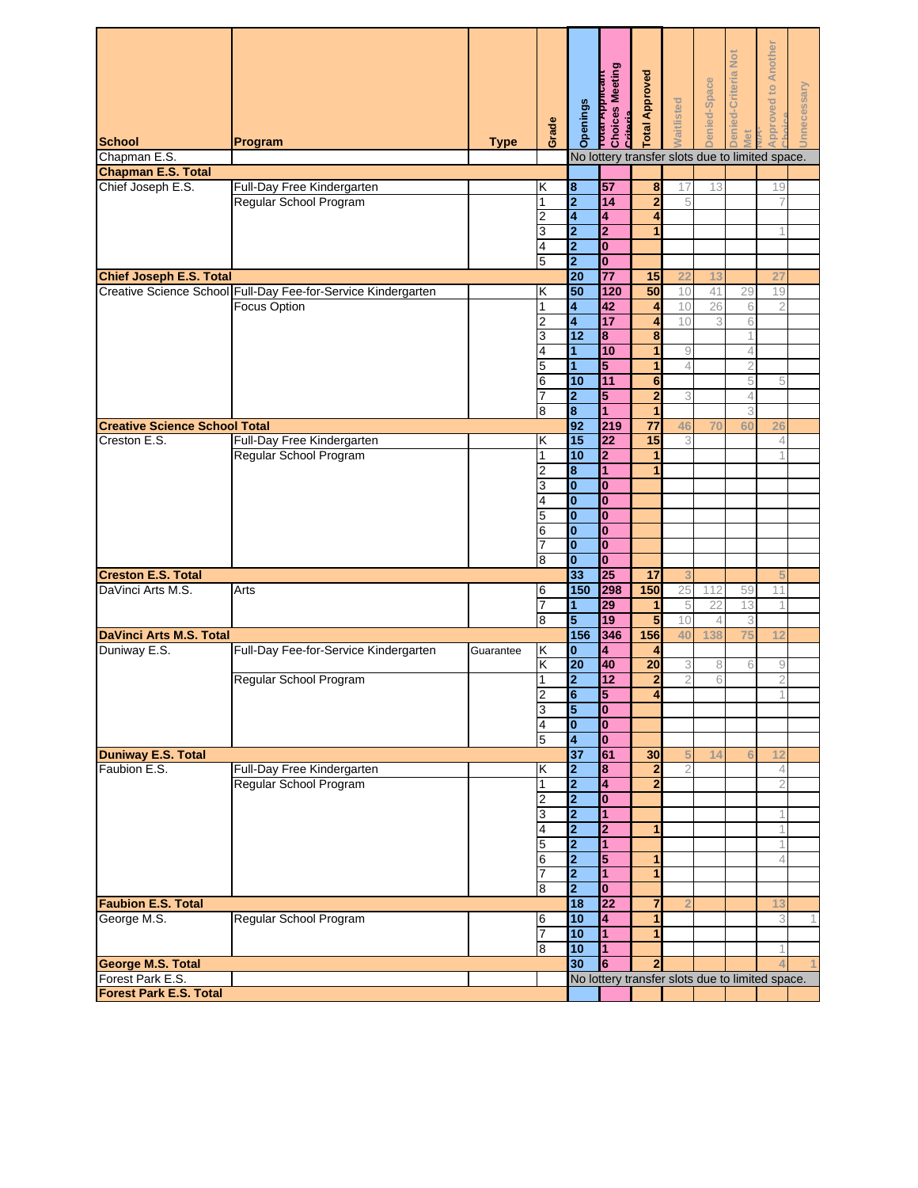| School | Program | Type | Grade | Openings | Total Applicant Choices Meeting Criteria | Total Approved | Waitlisted | Denied-Space | Denied-Criteria Not Met | N/A-Approved to Another Choice | Unnecessary |
|---|---|---|---|---|---|---|---|---|---|---|---|
| Chapman E.S. | | | | No lottery transfer slots due to limited space. | | | | | | | |
| **Chapman E.S. Total** | | | | | | | | | | | |
| Chief Joseph E.S. | Full-Day Free Kindergarten | | K | 8 | 57 | 8 | 17 | 13 | | 19 | |
| | Regular School Program | | 1 | 2 | 14 | 2 | 5 | | | 7 | |
| | | | 2 | 4 | 4 | 4 | | | | | |
| | | | 3 | 2 | 2 | 1 | | | | 1 | |
| | | | 4 | 2 | 0 | | | | | | |
| | | | 5 | 2 | 0 | | | | | | |
| **Chief Joseph E.S. Total** | | | | 20 | 77 | 15 | 22 | 13 | | 27 | |
| Creative Science School | Full-Day Fee-for-Service Kindergarten | | K | 50 | 120 | 50 | 10 | 41 | 29 | 19 | |
| | Focus Option | | 1 | 4 | 42 | 4 | 10 | 26 | 6 | 2 | |
| | | | 2 | 4 | 17 | 4 | 10 | 3 | 6 | | |
| | | | 3 | 12 | 8 | 8 | | | 1 | | |
| | | | 4 | 1 | 10 | 1 | 9 | | 4 | | |
| | | | 5 | 1 | 5 | 1 | 4 | | 2 | | |
| | | | 6 | 10 | 11 | 6 | | | 5 | 5 | |
| | | | 7 | 2 | 5 | 2 | 3 | | 4 | | |
| | | | 8 | 8 | 1 | 1 | | | 3 | | |
| **Creative Science School Total** | | | | 92 | 219 | 77 | 46 | 70 | 60 | 26 | |
| Creston E.S. | Full-Day Free Kindergarten | | K | 15 | 22 | 15 | 3 | | | 4 | |
| | Regular School Program | | 1 | 10 | 2 | 1 | | | | 1 | |
| | | | 2 | 8 | 1 | 1 | | | | | |
| | | | 3 | 0 | 0 | | | | | | |
| | | | 4 | 0 | 0 | | | | | | |
| | | | 5 | 0 | 0 | | | | | | |
| | | | 6 | 0 | 0 | | | | | | |
| | | | 7 | 0 | 0 | | | | | | |
| | | | 8 | 0 | 0 | | | | | | |
| **Creston E.S. Total** | | | | 33 | 25 | 17 | 3 | | | 5 | |
| DaVinci Arts M.S. | Arts | | 6 | 150 | 298 | 150 | 25 | 112 | 59 | 11 | |
| | | | 7 | 1 | 29 | 1 | 5 | 22 | 13 | 1 | |
| | | | 8 | 5 | 19 | 5 | 10 | 4 | 3 | | |
| **DaVinci Arts M.S. Total** | | | | 156 | 346 | 156 | 40 | 138 | 75 | 12 | |
| Duniway E.S. | Full-Day Fee-for-Service Kindergarten | Guarantee | K | 0 | 4 | 4 | | | | | |
| | | | K | 20 | 40 | 20 | 3 | 8 | 6 | 9 | |
| | Regular School Program | | 1 | 2 | 12 | 2 | 2 | 6 | | 2 | |
| | | | 2 | 6 | 5 | 4 | | | | 1 | |
| | | | 3 | 5 | 0 | | | | | | |
| | | | 4 | 0 | 0 | | | | | | |
| | | | 5 | 4 | 0 | | | | | | |
| **Duniway E.S. Total** | | | | 37 | 61 | 30 | 5 | 14 | 6 | 12 | |
| Faubion E.S. | Full-Day Free Kindergarten | | K | 2 | 8 | 2 | 2 | | | 4 | |
| | Regular School Program | | 1 | 2 | 4 | 2 | | | | 2 | |
| | | | 2 | 2 | 0 | | | | | | |
| | | | 3 | 2 | 1 | | | | | 1 | |
| | | | 4 | 2 | 2 | 1 | | | | 1 | |
| | | | 5 | 2 | 1 | | | | | 1 | |
| | | | 6 | 2 | 5 | 1 | | | | 4 | |
| | | | 7 | 2 | 1 | 1 | | | | | |
| | | | 8 | 2 | 0 | | | | | | |
| **Faubion E.S. Total** | | | | 18 | 22 | 7 | 2 | | | 13 | |
| George M.S. | Regular School Program | | 6 | 10 | 4 | 1 | | | | 3 | 1 |
| | | | 7 | 10 | 1 | 1 | | | | | |
| | | | 8 | 10 | 1 | | | | | 1 | |
| **George M.S. Total** | | | | 30 | 6 | 2 | | | | 4 | 1 |
| Forest Park E.S. | | | | No lottery transfer slots due to limited space. | | | | | | | |
| **Forest Park E.S. Total** | | | | | | | | | | | |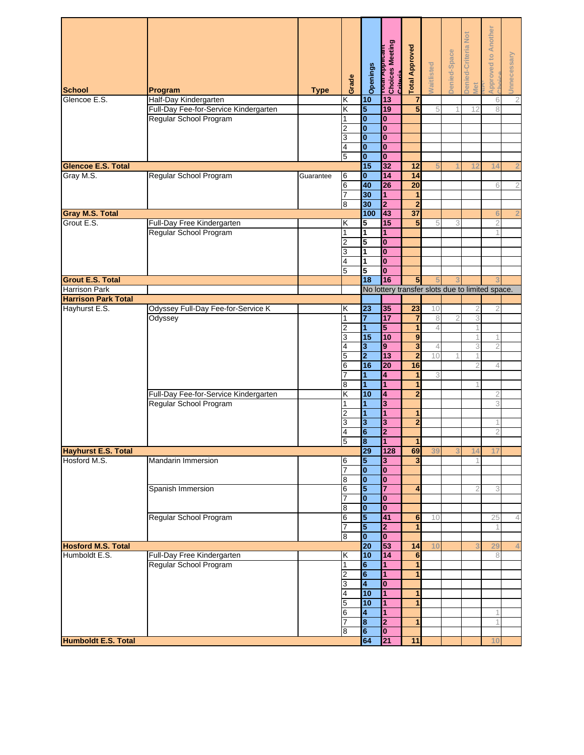| School | Program | Type | Grade | Openings | Total Applicant Choices Meeting Criteria | Total Approved | Waitlisted | Denied-Space | Denied-Criteria Not Met | N/A-Approved to Another Choice | Unnecessary |
|---|---|---|---|---|---|---|---|---|---|---|---|
| Glencoe E.S. | Half-Day Kindergarten | | K | 10 | 13 | 7 | | | | 6 | 2 |
| | Full-Day Fee-for-Service Kindergarten | | K | 5 | 19 | 5 | 5 | 1 | 12 | 8 | |
| | Regular School Program | | 1 | 0 | 0 | | | | | | |
| | | | 2 | 0 | 0 | | | | | | |
| | | | 3 | 0 | 0 | | | | | | |
| | | | 4 | 0 | 0 | | | | | | |
| | | | 5 | 0 | 0 | | | | | | |
| **Glencoe E.S. Total** | | | | 15 | 32 | 12 | 5 | 1 | 12 | 14 | 2 |
| Gray M.S. | Regular School Program | Guarantee | 6 | 0 | 14 | 14 | | | | | |
| | | | 6 | 40 | 26 | 20 | | | | 6 | 2 |
| | | | 7 | 30 | 1 | 1 | | | | | |
| | | | 8 | 30 | 2 | 2 | | | | | |
| **Gray M.S. Total** | | | | 100 | 43 | 37 | | | | 6 | 2 |
| Grout E.S. | Full-Day Free Kindergarten | | K | 5 | 15 | 5 | 5 | 3 | | 2 | |
| | Regular School Program | | 1 | 1 | 1 | | | | | 1 | |
| | | | 2 | 5 | 0 | | | | | | |
| | | | 3 | 1 | 0 | | | | | | |
| | | | 4 | 1 | 0 | | | | | | |
| | | | 5 | 5 | 0 | | | | | | |
| **Grout E.S. Total** | | | | 18 | 16 | 5 | 5 | 3 | | 3 | |
| Harrison Park | | | | No lottery transfer slots due to limited space. | | | | | | | |
| **Harrison Park Total** | | | | | | | | | | | |
| Hayhurst E.S. | Odyssey Full-Day Fee-for-Service K | | K | 23 | 35 | 23 | 10 | | 2 | 2 | |
| | Odyssey | | 1 | 7 | 17 | 7 | 8 | 2 | 3 | | |
| | | | 2 | 1 | 5 | 1 | 4 | | 1 | | |
| | | | 3 | 15 | 10 | 9 | | | 1 | 1 | |
| | | | 4 | 3 | 9 | 3 | 4 | | 3 | 2 | |
| | | | 5 | 2 | 13 | 2 | 10 | 1 | 1 | | |
| | | | 6 | 16 | 20 | 16 | | | 2 | 4 | |
| | | | 7 | 1 | 4 | 1 | 3 | | | | |
| | | | 8 | 1 | 1 | 1 | | | 1 | | |
| | Full-Day Fee-for-Service Kindergarten | | K | 10 | 4 | 2 | | | | 2 | |
| | Regular School Program | | 1 | 1 | 3 | | | | | 3 | |
| | | | 2 | 1 | 1 | 1 | | | | | |
| | | | 3 | 3 | 3 | 2 | | | | 1 | |
| | | | 4 | 6 | 2 | | | | | 2 | |
| | | | 5 | 8 | 1 | 1 | | | | | |
| **Hayhurst E.S. Total** | | | | 29 | 128 | 69 | 39 | 3 | 14 | 17 | |
| Hosford M.S. | Mandarin Immersion | | 6 | 5 | 3 | 3 | | | 1 | | |
| | | | 7 | 0 | 0 | | | | | | |
| | | | 8 | 0 | 0 | | | | | | |
| | Spanish Immersion | | 6 | 5 | 7 | 4 | | | 2 | 3 | |
| | | | 7 | 0 | 0 | | | | | | |
| | | | 8 | 0 | 0 | | | | | | |
| | Regular School Program | | 6 | 5 | 41 | 6 | 10 | | | 25 | 4 |
| | | | 7 | 5 | 2 | 1 | | | | 1 | |
| | | | 8 | 0 | 0 | | | | | | |
| **Hosford M.S. Total** | | | | 20 | 53 | 14 | 10 | | 3 | 29 | 4 |
| Humboldt E.S. | Full-Day Free Kindergarten | | K | 10 | 14 | 6 | | | | 8 | |
| | Regular School Program | | 1 | 6 | 1 | 1 | | | | | |
| | | | 2 | 6 | 1 | 1 | | | | | |
| | | | 3 | 4 | 0 | | | | | | |
| | | | 4 | 10 | 1 | 1 | | | | | |
| | | | 5 | 10 | 1 | 1 | | | | | |
| | | | 6 | 4 | 1 | | | | | 1 | |
| | | | 7 | 8 | 2 | 1 | | | | 1 | |
| | | | 8 | 6 | 0 | | | | | | |
| **Humboldt E.S. Total** | | | | 64 | 21 | 11 | | | | 10 | |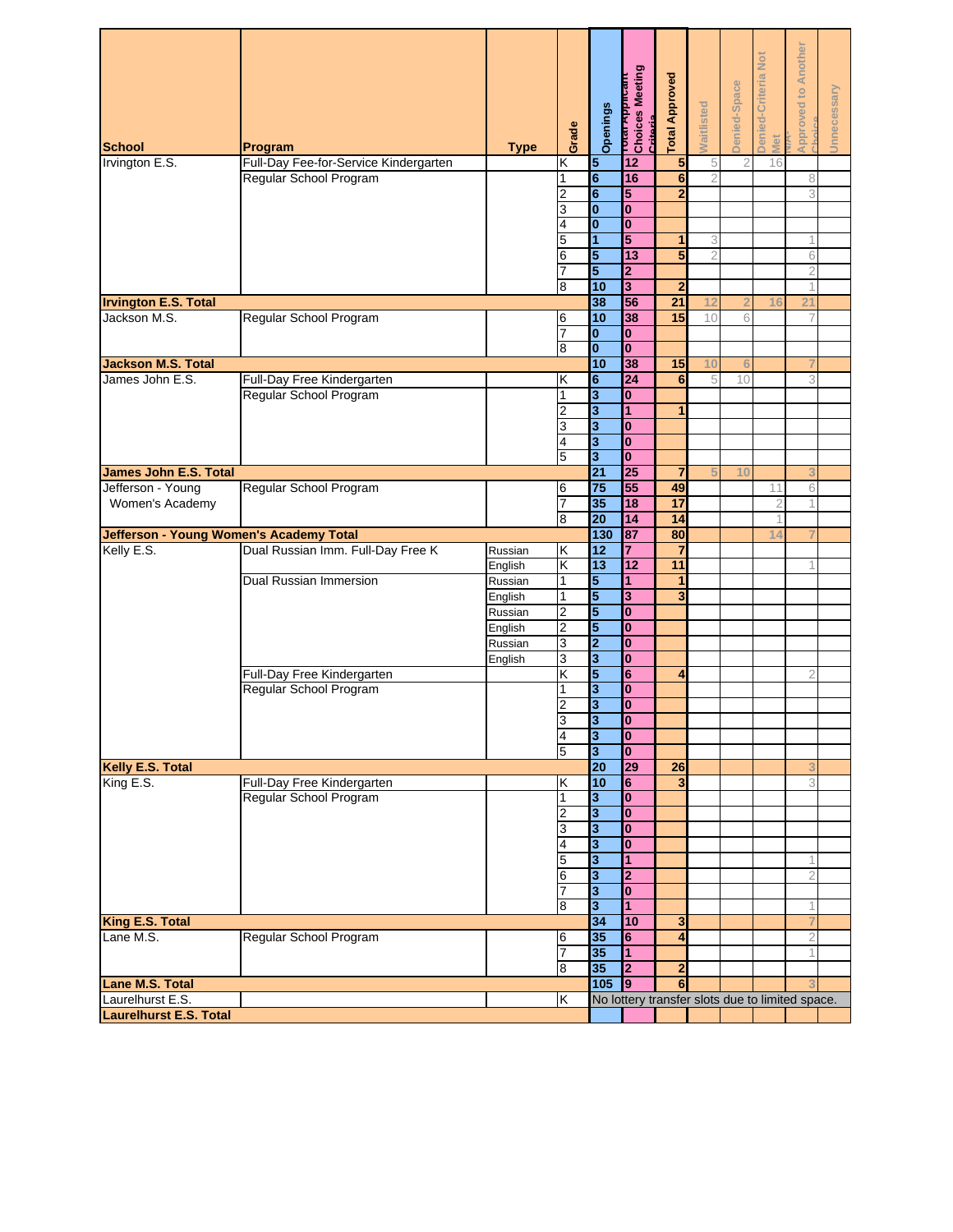| School | Program | Type | Grade | Openings | Total Applicant Choices Meeting Criteria | Total Approved | Waitlisted | Denied-Space | Denied-Criteria Not Met | N/A-Approved to Another Choice | Unnecessary |
|---|---|---|---|---|---|---|---|---|---|---|---|
| Irvington E.S. | Full-Day Fee-for-Service Kindergarten | | K | 5 | 12 | 5 | 5 | 2 | 16 | | |
| | Regular School Program | | 1 | 6 | 16 | 6 | 2 | | | 8 | |
| | | | 2 | 6 | 5 | 2 | | | | 3 | |
| | | | 3 | 0 | 0 | | | | | | |
| | | | 4 | 0 | 0 | | | | | | |
| | | | 5 | 1 | 5 | 1 | 3 | | | 1 | |
| | | | 6 | 5 | 13 | 5 | 2 | | | 6 | |
| | | | 7 | 5 | 2 | | | | | 2 | |
| | | | 8 | 10 | 3 | 2 | | | | 1 | |
| **Irvington E.S. Total** | | | | 38 | 56 | 21 | 12 | 2 | 16 | 21 | |
| Jackson M.S. | Regular School Program | | 6 | 10 | 38 | 15 | 10 | 6 | | 7 | |
| | | | 7 | 0 | 0 | | | | | | |
| | | | 8 | 0 | 0 | | | | | | |
| **Jackson M.S. Total** | | | | 10 | 38 | 15 | 10 | 6 | | 7 | |
| James John E.S. | Full-Day Free Kindergarten | | K | 6 | 24 | 6 | 5 | 10 | | 3 | |
| | Regular School Program | | 1 | 3 | 0 | | | | | | |
| | | | 2 | 3 | 1 | 1 | | | | | |
| | | | 3 | 3 | 0 | | | | | | |
| | | | 4 | 3 | 0 | | | | | | |
| | | | 5 | 3 | 0 | | | | | | |
| **James John E.S. Total** | | | | 21 | 25 | 7 | 5 | 10 | | 3 | |
| Jefferson - Young Women's Academy | Regular School Program | | 6 | 75 | 55 | 49 | | | 11 | 6 | |
| | | | 7 | 35 | 18 | 17 | | | 2 | 1 | |
| | | | 8 | 20 | 14 | 14 | | | 1 | | |
| **Jefferson - Young Women's Academy Total** | | | | 130 | 87 | 80 | | | 14 | 7 | |
| Kelly E.S. | Dual Russian Imm. Full-Day Free K | Russian | K | 12 | 7 | 7 | | | | | |
| | | English | K | 13 | 12 | 11 | | | | 1 | |
| | Dual Russian Immersion | Russian | 1 | 5 | 1 | 1 | | | | | |
| | | English | 1 | 5 | 3 | 3 | | | | | |
| | | Russian | 2 | 5 | 0 | | | | | | |
| | | English | 2 | 5 | 0 | | | | | | |
| | | Russian | 3 | 2 | 0 | | | | | | |
| | | English | 3 | 3 | 0 | | | | | | |
| | Full-Day Free Kindergarten | | K | 5 | 6 | 4 | | | | 2 | |
| | Regular School Program | | 1 | 3 | 0 | | | | | | |
| | | | 2 | 3 | 0 | | | | | | |
| | | | 3 | 3 | 0 | | | | | | |
| | | | 4 | 3 | 0 | | | | | | |
| | | | 5 | 3 | 0 | | | | | | |
| **Kelly E.S. Total** | | | | 20 | 29 | 26 | | | | 3 | |
| King E.S. | Full-Day Free Kindergarten | | K | 10 | 6 | 3 | | | | 3 | |
| | Regular School Program | | 1 | 3 | 0 | | | | | | |
| | | | 2 | 3 | 0 | | | | | | |
| | | | 3 | 3 | 0 | | | | | | |
| | | | 4 | 3 | 0 | | | | | | |
| | | | 5 | 3 | 1 | | | | | 1 | |
| | | | 6 | 3 | 2 | | | | | 2 | |
| | | | 7 | 3 | 0 | | | | | | |
| | | | 8 | 3 | 1 | | | | | 1 | |
| **King E.S. Total** | | | | 34 | 10 | 3 | | | | 7 | |
| Lane M.S. | Regular School Program | | 6 | 35 | 6 | 4 | | | | 2 | |
| | | | 7 | 35 | 1 | | | | | 1 | |
| | | | 8 | 35 | 2 | 2 | | | | | |
| **Lane M.S. Total** | | | | 105 | 9 | 6 | | | | 3 | |
| Laurelhurst E.S. | | | K | No lottery transfer slots due to limited space. | | | | | | | |
| **Laurelhurst E.S. Total** | | | | | | | | | | | |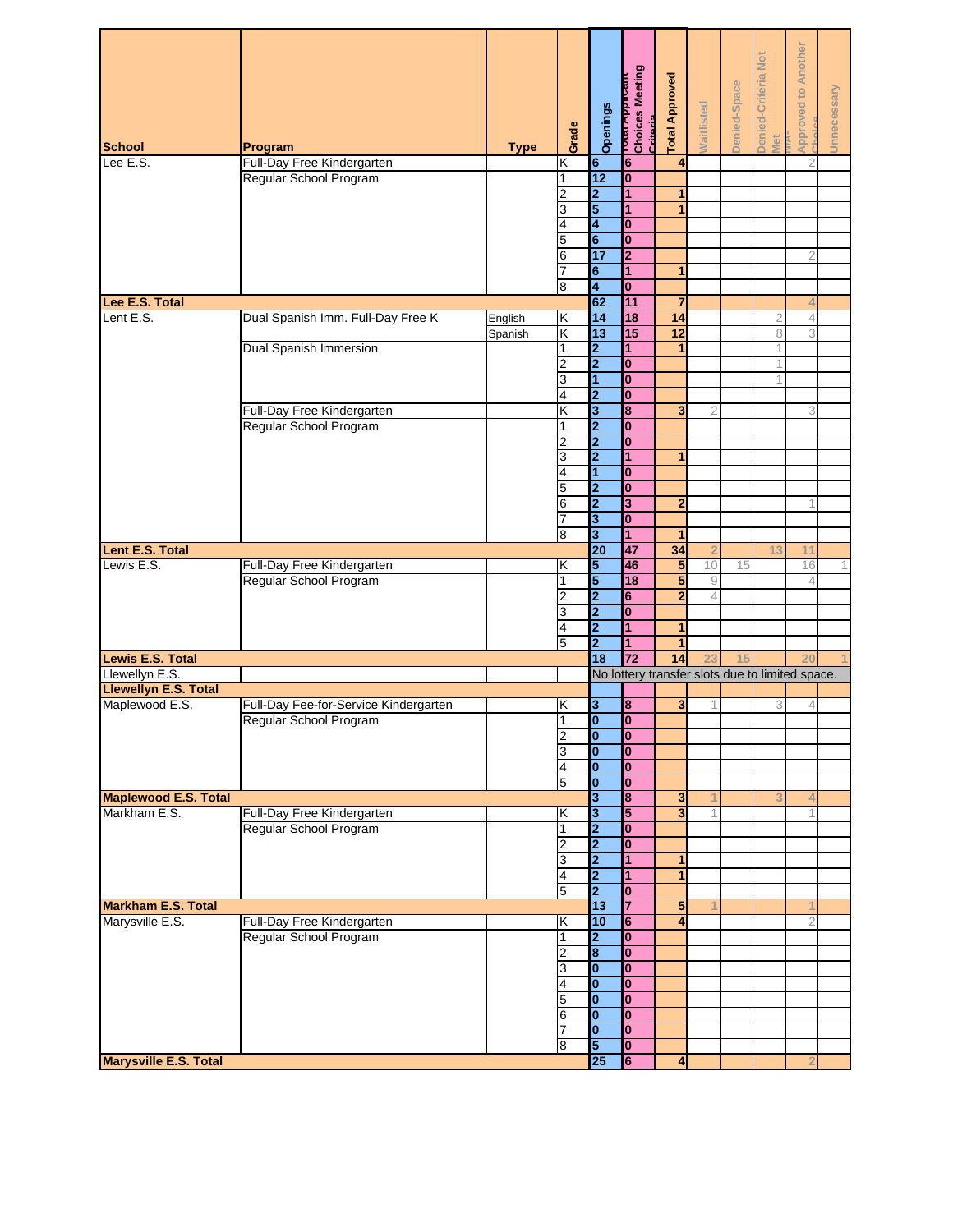| School | Program | Type | Grade | Openings | Total Applicant Choices Meeting Criteria | Total Approved | Waitlisted | Denied-Space | Denied-Criteria Not Met | N/A- Approved to Another Choice | Unnecessary |
|---|---|---|---|---|---|---|---|---|---|---|---|
| Lee E.S. | Full-Day Free Kindergarten | | K | 6 | 6 | 4 | | | | 2 | |
| | Regular School Program | | 1 | 12 | 0 | | | | | | |
| | | | 2 | 2 | 1 | 1 | | | | | |
| | | | 3 | 5 | 1 | 1 | | | | | |
| | | | 4 | 4 | 0 | | | | | | |
| | | | 5 | 6 | 0 | | | | | | |
| | | | 6 | 17 | 2 | | | | | 2 | |
| | | | 7 | 6 | 1 | 1 | | | | | |
| | | | 8 | 4 | 0 | | | | | | |
| **Lee E.S. Total** | | | | 62 | 11 | 7 | | | | 4 | |
| Lent E.S. | Dual Spanish Imm. Full-Day Free K | English | K | 14 | 18 | 14 | | | 2 | 4 | |
| | | Spanish | K | 13 | 15 | 12 | | | 8 | 3 | |
| | Dual Spanish Immersion | | 1 | 2 | 1 | 1 | | | 1 | | |
| | | | 2 | 2 | 0 | | | | 1 | | |
| | | | 3 | 1 | 0 | | | | 1 | | |
| | | | 4 | 2 | 0 | | | | | | |
| | Full-Day Free Kindergarten | | K | 3 | 8 | 3 | 2 | | | 3 | |
| | Regular School Program | | 1 | 2 | 0 | | | | | | |
| | | | 2 | 2 | 0 | | | | | | |
| | | | 3 | 2 | 1 | 1 | | | | | |
| | | | 4 | 1 | 0 | | | | | | |
| | | | 5 | 2 | 0 | | | | | | |
| | | | 6 | 2 | 3 | 2 | | | | 1 | |
| | | | 7 | 3 | 0 | | | | | | |
| | | | 8 | 3 | 1 | 1 | | | | | |
| **Lent E.S. Total** | | | | 20 | 47 | 34 | 2 | | 13 | 11 | |
| Lewis E.S. | Full-Day Free Kindergarten | | K | 5 | 46 | 5 | 10 | 15 | | 16 | 1 |
| | Regular School Program | | 1 | 5 | 18 | 5 | 9 | | | 4 | |
| | | | 2 | 2 | 6 | 2 | 4 | | | | |
| | | | 3 | 2 | 0 | | | | | | |
| | | | 4 | 2 | 1 | 1 | | | | | |
| | | | 5 | 2 | 1 | 1 | | | | | |
| **Lewis E.S. Total** | | | | 18 | 72 | 14 | 23 | 15 | | 20 | 1 |
| Llewellyn E.S. | | | | No lottery transfer slots due to limited space. | | | | | | | |
| **Llewellyn E.S. Total** | | | | | | | | | | | |
| Maplewood E.S. | Full-Day Fee-for-Service Kindergarten | | K | 3 | 8 | 3 | 1 | | 3 | 4 | |
| | Regular School Program | | 1 | 0 | 0 | | | | | | |
| | | | 2 | 0 | 0 | | | | | | |
| | | | 3 | 0 | 0 | | | | | | |
| | | | 4 | 0 | 0 | | | | | | |
| | | | 5 | 0 | 0 | | | | | | |
| **Maplewood E.S. Total** | | | | 3 | 8 | 3 | 1 | | 3 | 4 | |
| Markham E.S. | Full-Day Free Kindergarten | | K | 3 | 5 | 3 | 1 | | | 1 | |
| | Regular School Program | | 1 | 2 | 0 | | | | | | |
| | | | 2 | 2 | 0 | | | | | | |
| | | | 3 | 2 | 1 | 1 | | | | | |
| | | | 4 | 2 | 1 | 1 | | | | | |
| | | | 5 | 2 | 0 | | | | | | |
| **Markham E.S. Total** | | | | 13 | 7 | 5 | 1 | | | 1 | |
| Marysville E.S. | Full-Day Free Kindergarten | | K | 10 | 6 | 4 | | | | 2 | |
| | Regular School Program | | 1 | 2 | 0 | | | | | | |
| | | | 2 | 8 | 0 | | | | | | |
| | | | 3 | 0 | 0 | | | | | | |
| | | | 4 | 0 | 0 | | | | | | |
| | | | 5 | 0 | 0 | | | | | | |
| | | | 6 | 0 | 0 | | | | | | |
| | | | 7 | 0 | 0 | | | | | | |
| | | | 8 | 5 | 0 | | | | | | |
| **Marysville E.S. Total** | | | | 25 | 6 | 4 | | | | 2 | |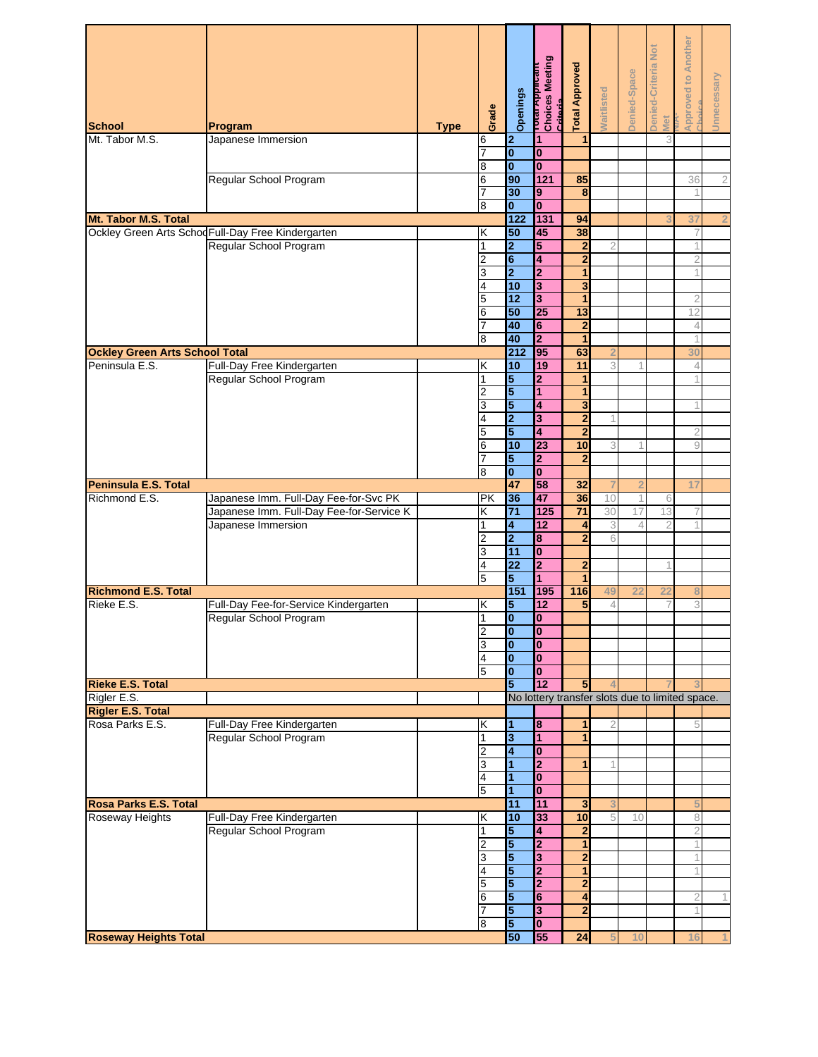| School | Program | Type | Grade | Openings | Total Applicant Choices Meeting Criteria | Total Approved | Waitlisted | Denied-Space | Denied-Criteria Not Met | NA-Approved to Another Choice | Unnecessary |
|---|---|---|---|---|---|---|---|---|---|---|---|
| Mt. Tabor M.S. | Japanese Immersion | | 6 | 2 | 1 | 1 | | | 3 | | |
| | | | 7 | 0 | 0 | | | | | | |
| | | | 8 | 0 | 0 | | | | | | |
| | Regular School Program | | 6 | 90 | 121 | 85 | | | | 36 | 2 |
| | | | 7 | 30 | 9 | 8 | | | | 1 | |
| | | | 8 | 0 | 0 | | | | | | |
| **Mt. Tabor M.S. Total** | | | | 122 | 131 | 94 | | | 3 | 37 | 2 |
| Ockley Green Arts School | Full-Day Free Kindergarten | | K | 50 | 45 | 38 | | | | 7 | |
| | Regular School Program | | 1 | 2 | 5 | 2 | 2 | | | 1 | |
| | | | 2 | 6 | 4 | 2 | | | | 2 | |
| | | | 3 | 2 | 2 | 1 | | | | 1 | |
| | | | 4 | 10 | 3 | 3 | | | | | |
| | | | 5 | 12 | 3 | 1 | | | | 2 | |
| | | | 6 | 50 | 25 | 13 | | | | 12 | |
| | | | 7 | 40 | 6 | 2 | | | | 4 | |
| | | | 8 | 40 | 2 | 1 | | | | 1 | |
| **Ockley Green Arts School Total** | | | | 212 | 95 | 63 | 2 | | | 30 | |
| Peninsula E.S. | Full-Day Free Kindergarten | | K | 10 | 19 | 11 | 3 | 1 | | 4 | |
| | Regular School Program | | 1 | 5 | 2 | 1 | | | | 1 | |
| | | | 2 | 5 | 1 | 1 | | | | | |
| | | | 3 | 5 | 4 | 3 | | | | 1 | |
| | | | 4 | 2 | 3 | 2 | 1 | | | | |
| | | | 5 | 5 | 4 | 2 | | | | 2 | |
| | | | 6 | 10 | 23 | 10 | 3 | 1 | | 9 | |
| | | | 7 | 5 | 2 | 2 | | | | | |
| | | | 8 | 0 | 0 | | | | | | |
| **Peninsula E.S. Total** | | | | 47 | 58 | 32 | 7 | 2 | | 17 | |
| Richmond E.S. | Japanese Imm. Full-Day Fee-for-Svc PK | | PK | 36 | 47 | 36 | 10 | 1 | 6 | | |
| | Japanese Imm. Full-Day Fee-for-Service K | | K | 71 | 125 | 71 | 30 | 17 | 13 | 7 | |
| | Japanese Immersion | | 1 | 4 | 12 | 4 | 3 | 4 | 2 | 1 | |
| | | | 2 | 2 | 8 | 2 | 6 | | | | |
| | | | 3 | 11 | 0 | | | | | | |
| | | | 4 | 22 | 2 | 2 | | | 1 | | |
| | | | 5 | 5 | 1 | 1 | | | | | |
| **Richmond E.S. Total** | | | | 151 | 195 | 116 | 49 | 22 | 22 | 8 | |
| Rieke E.S. | Full-Day Fee-for-Service Kindergarten | | K | 5 | 12 | 5 | 4 | | 7 | 3 | |
| | Regular School Program | | 1 | 0 | 0 | | | | | | |
| | | | 2 | 0 | 0 | | | | | | |
| | | | 3 | 0 | 0 | | | | | | |
| | | | 4 | 0 | 0 | | | | | | |
| | | | 5 | 0 | 0 | | | | | | |
| **Rieke E.S. Total** | | | | 5 | 12 | 5 | 4 | | 7 | 3 | |
| Rigler E.S. | | | | No lottery transfer slots due to limited space. | | | | | | | |
| **Rigler E.S. Total** | | | | | | | | | | | |
| Rosa Parks E.S. | Full-Day Free Kindergarten | | K | 1 | 8 | 1 | 2 | | | 5 | |
| | Regular School Program | | 1 | 3 | 1 | 1 | | | | | |
| | | | 2 | 4 | 0 | | | | | | |
| | | | 3 | 1 | 2 | 1 | 1 | | | | |
| | | | 4 | 1 | 0 | | | | | | |
| | | | 5 | 1 | 0 | | | | | | |
| **Rosa Parks E.S. Total** | | | | 11 | 11 | 3 | 3 | | | 5 | |
| Roseway Heights | Full-Day Free Kindergarten | | K | 10 | 33 | 10 | 5 | 10 | | 8 | |
| | Regular School Program | | 1 | 5 | 4 | 2 | | | | 2 | |
| | | | 2 | 5 | 2 | 1 | | | | 1 | |
| | | | 3 | 5 | 3 | 2 | | | | 1 | |
| | | | 4 | 5 | 2 | 1 | | | | 1 | |
| | | | 5 | 5 | 2 | 2 | | | | | |
| | | | 6 | 5 | 6 | 4 | | | | 2 | 1 |
| | | | 7 | 5 | 3 | 2 | | | | 1 | |
| | | | 8 | 5 | 0 | | | | | | |
| **Roseway Heights Total** | | | | 50 | 55 | 24 | 5 | 10 | | 16 | 1 |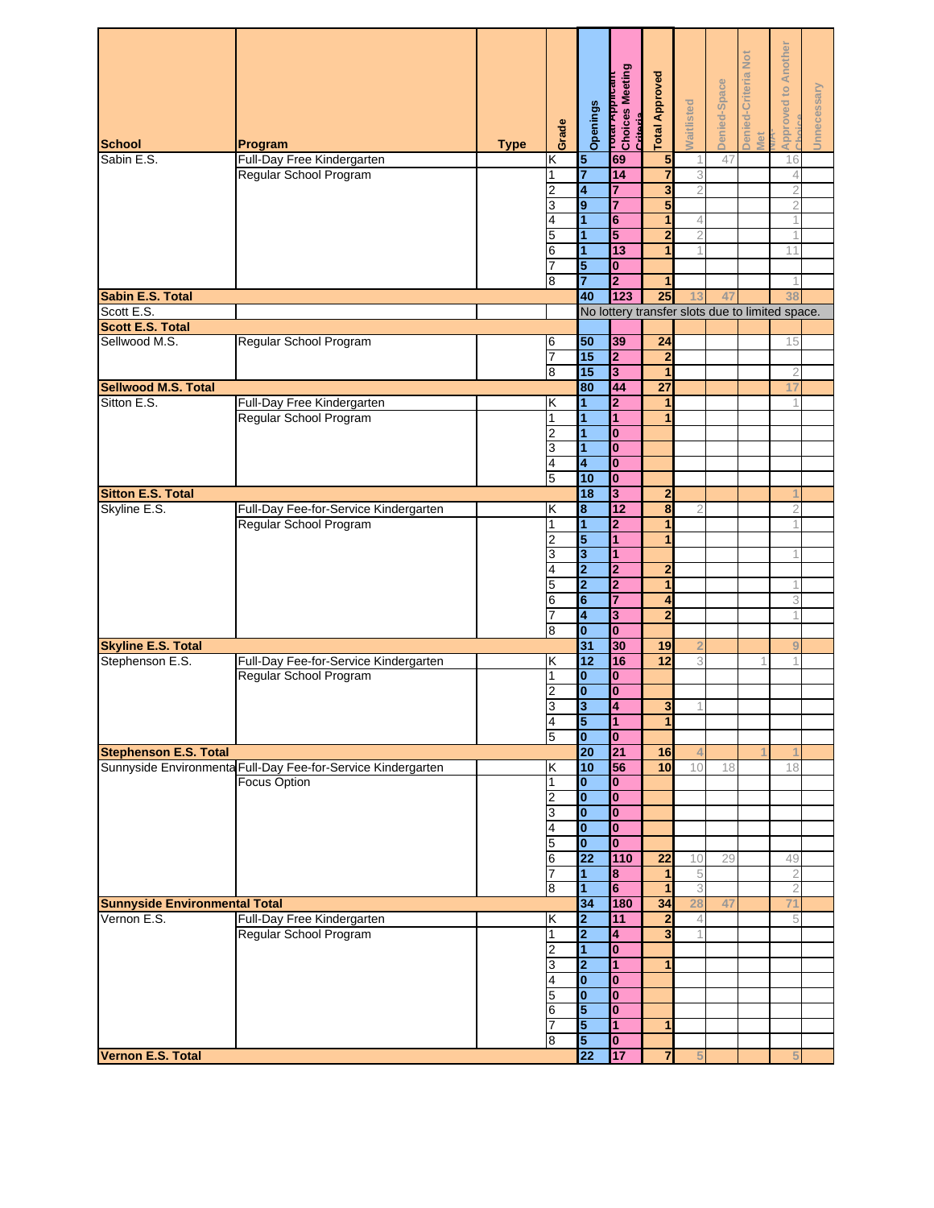| School | Program | Type | Grade | Openings | Total Applicant Choices Meeting Criteria | Total Approved | Waitlisted | Denied-Space | Denied-Criteria Not Met | N/A-Approved to Another Choice | Unnecessary |
|---|---|---|---|---|---|---|---|---|---|---|---|
| Sabin E.S. | Full-Day Free Kindergarten | | K | 5 | 69 | 5 | 1 | 47 | | 16 | |
| | Regular School Program | | 1 | 7 | 14 | 7 | 3 | | | 4 | |
| | | | 2 | 4 | 7 | 3 | 2 | | | 2 | |
| | | | 3 | 9 | 7 | 5 | | | | 2 | |
| | | | 4 | 1 | 6 | 1 | 4 | | | 1 | |
| | | | 5 | 1 | 5 | 2 | 2 | | | 1 | |
| | | | 6 | 1 | 13 | 1 | 1 | | | 11 | |
| | | | 7 | 5 | 0 | | | | | | |
| | | | 8 | 7 | 2 | 1 | | | | 1 | |
| **Sabin E.S. Total** | | | | 40 | 123 | 25 | 13 | 47 | | 38 | |
| Scott E.S. | | | | No lottery transfer slots due to limited space. | | | | | | | |
| **Scott E.S. Total** | | | | | | | | | | | |
| Sellwood M.S. | Regular School Program | | 6 | 50 | 39 | 24 | | | | 15 | |
| | | | 7 | 15 | 2 | 2 | | | | | |
| | | | 8 | 15 | 3 | 1 | | | | 2 | |
| **Sellwood M.S. Total** | | | | 80 | 44 | 27 | | | | 17 | |
| Sitton E.S. | Full-Day Free Kindergarten | | K | 1 | 2 | 1 | | | | 1 | |
| | Regular School Program | | 1 | 1 | 1 | 1 | | | | | |
| | | | 2 | 1 | 0 | | | | | | |
| | | | 3 | 1 | 0 | | | | | | |
| | | | 4 | 4 | 0 | | | | | | |
| | | | 5 | 10 | 0 | | | | | | |
| **Sitton E.S. Total** | | | | 18 | 3 | 2 | | | | 1 | |
| Skyline E.S. | Full-Day Fee-for-Service Kindergarten | | K | 8 | 12 | 8 | 2 | | | 2 | |
| | Regular School Program | | 1 | 1 | 2 | 1 | | | | 1 | |
| | | | 2 | 5 | 1 | 1 | | | | | |
| | | | 3 | 3 | 1 | | | | | 1 | |
| | | | 4 | 2 | 2 | 2 | | | | | |
| | | | 5 | 2 | 2 | 1 | | | | 1 | |
| | | | 6 | 6 | 7 | 4 | | | | 3 | |
| | | | 7 | 4 | 3 | 2 | | | | 1 | |
| | | | 8 | 0 | 0 | | | | | | |
| **Skyline E.S. Total** | | | | 31 | 30 | 19 | 2 | | | 9 | |
| Stephenson E.S. | Full-Day Fee-for-Service Kindergarten | | K | 12 | 16 | 12 | 3 | | 1 | 1 | |
| | Regular School Program | | 1 | 0 | 0 | | | | | | |
| | | | 2 | 0 | 0 | | | | | | |
| | | | 3 | 3 | 4 | 3 | 1 | | | | |
| | | | 4 | 5 | 1 | 1 | | | | | |
| | | | 5 | 0 | 0 | | | | | | |
| **Stephenson E.S. Total** | | | | 20 | 21 | 16 | 4 | | 1 | 1 | |
| Sunnyside Environmental | Full-Day Fee-for-Service Kindergarten | | K | 10 | 56 | 10 | 10 | 18 | | 18 | |
| | Focus Option | | 1 | 0 | 0 | | | | | | |
| | | | 2 | 0 | 0 | | | | | | |
| | | | 3 | 0 | 0 | | | | | | |
| | | | 4 | 0 | 0 | | | | | | |
| | | | 5 | 0 | 0 | | | | | | |
| | | | 6 | 22 | 110 | 22 | 10 | 29 | | 49 | |
| | | | 7 | 1 | 8 | 1 | 5 | | | 2 | |
| | | | 8 | 1 | 6 | 1 | 3 | | | 2 | |
| **Sunnyside Environmental Total** | | | | 34 | 180 | 34 | 28 | 47 | | 71 | |
| Vernon E.S. | Full-Day Free Kindergarten | | K | 2 | 11 | 2 | 4 | | | 5 | |
| | Regular School Program | | 1 | 2 | 4 | 3 | 1 | | | | |
| | | | 2 | 1 | 0 | | | | | | |
| | | | 3 | 2 | 1 | 1 | | | | | |
| | | | 4 | 0 | 0 | | | | | | |
| | | | 5 | 0 | 0 | | | | | | |
| | | | 6 | 5 | 0 | | | | | | |
| | | | 7 | 5 | 1 | 1 | | | | | |
| | | | 8 | 5 | 0 | | | | | | |
| **Vernon E.S. Total** | | | | 22 | 17 | 7 | 5 | | | 5 | |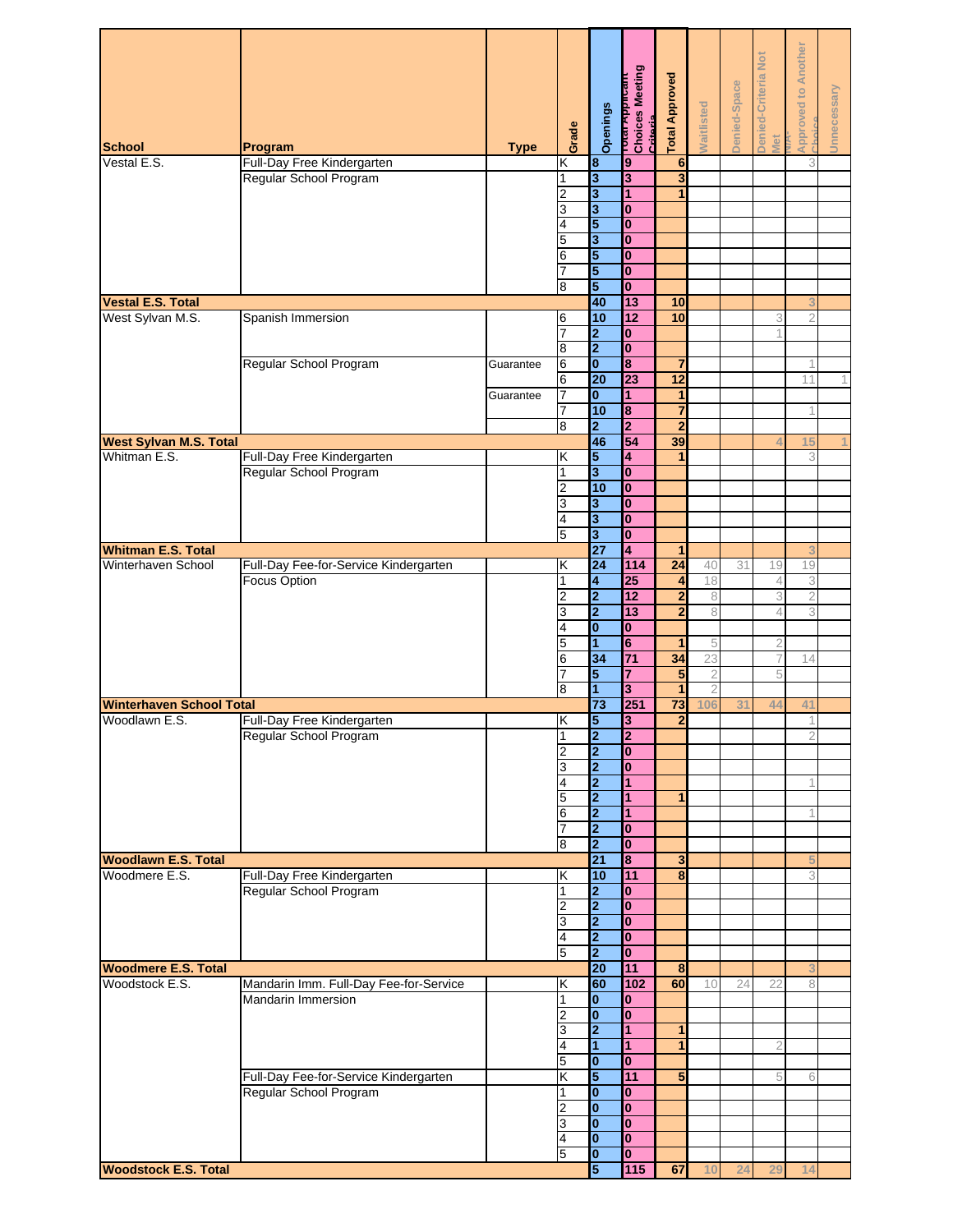| School | Program | Type | Grade | Openings | Total Applicant Choices Meeting Criteria | Total Approved | Waitlisted | Denied-Space | Denied-Criteria Not Met | N/A - Approved to Another Choice | Unnecessary |
|---|---|---|---|---|---|---|---|---|---|---|---|
| Vestal E.S. | Full-Day Free Kindergarten | | K | 8 | 9 | 6 | | | | 3 | |
| | Regular School Program | | 1 | 3 | 3 | 3 | | | | | |
| | | | 2 | 3 | 1 | 1 | | | | | |
| | | | 3 | 3 | 0 | | | | | | |
| | | | 4 | 5 | 0 | | | | | | |
| | | | 5 | 3 | 0 | | | | | | |
| | | | 6 | 5 | 0 | | | | | | |
| | | | 7 | 5 | 0 | | | | | | |
| | | | 8 | 5 | 0 | | | | | | |
| **Vestal E.S. Total** | | | | 40 | 13 | 10 | | | | 3 | |
| West Sylvan M.S. | Spanish Immersion | | 6 | 10 | 12 | 10 | | | | 2 | |
| | | | 7 | 2 | 0 | | | | 1 | | |
| | | | 8 | 2 | 0 | | | | | | |
| | Regular School Program | Guarantee | 6 | 0 | 8 | 7 | | | | 1 | |
| | | | 6 | 20 | 23 | 12 | | | | 11 | 1 |
| | | Guarantee | 7 | 0 | 1 | 1 | | | | | |
| | | | 7 | 10 | 8 | 7 | | | | 1 | |
| | | | 8 | 2 | 2 | 2 | | | | | |
| **West Sylvan M.S. Total** | | | | 46 | 54 | 39 | | | 4 | 15 | 1 |
| Whitman E.S. | Full-Day Free Kindergarten | | K | 5 | 4 | 1 | | | | 3 | |
| | Regular School Program | | 1 | 3 | 0 | | | | | | |
| | | | 2 | 10 | 0 | | | | | | |
| | | | 3 | 3 | 0 | | | | | | |
| | | | 4 | 3 | 0 | | | | | | |
| | | | 5 | 3 | 0 | | | | | | |
| **Whitman E.S. Total** | | | | 27 | 4 | 1 | | | | 3 | |
| Winterhaven School | Full-Day Fee-for-Service Kindergarten | | K | 24 | 114 | 24 | 40 | 31 | 19 | 19 | |
| | Focus Option | | 1 | 4 | 25 | 4 | 18 | | 4 | 3 | |
| | | | 2 | 2 | 12 | 2 | 8 | | 3 | 2 | |
| | | | 3 | 2 | 13 | 2 | 8 | | 4 | 3 | |
| | | | 4 | 0 | 0 | | | | | | |
| | | | 5 | 1 | 6 | 1 | 5 | | 2 | | |
| | | | 6 | 34 | 71 | 34 | 23 | | 7 | 14 | |
| | | | 7 | 5 | 7 | 5 | 2 | | 5 | | |
| | | | 8 | 1 | 3 | 1 | 2 | | | | |
| **Winterhaven School Total** | | | | 73 | 251 | 73 | 106 | 31 | 44 | 41 | |
| Woodlawn E.S. | Full-Day Free Kindergarten | | K | 5 | 3 | 2 | | | | 1 | |
| | Regular School Program | | 1 | 2 | 2 | | | | | 2 | |
| | | | 2 | 2 | 0 | | | | | | |
| | | | 3 | 2 | 0 | | | | | | |
| | | | 4 | 2 | 1 | | | | | 1 | |
| | | | 5 | 2 | 1 | 1 | | | | | |
| | | | 6 | 2 | 1 | | | | | 1 | |
| | | | 7 | 2 | 0 | | | | | | |
| | | | 8 | 2 | 0 | | | | | | |
| **Woodlawn E.S. Total** | | | | 21 | 8 | 3 | | | | 5 | |
| Woodmere E.S. | Full-Day Free Kindergarten | | K | 10 | 11 | 8 | | | | 3 | |
| | Regular School Program | | 1 | 2 | 0 | | | | | | |
| | | | 2 | 2 | 0 | | | | | | |
| | | | 3 | 2 | 0 | | | | | | |
| | | | 4 | 2 | 0 | | | | | | |
| | | | 5 | 2 | 0 | | | | | | |
| **Woodmere E.S. Total** | | | | 20 | 11 | 8 | | | | 3 | |
| Woodstock E.S. | Mandarin Imm. Full-Day Fee-for-Service | | K | 60 | 102 | 60 | 10 | 24 | 22 | 8 | |
| | Mandarin Immersion | | 1 | 0 | 0 | | | | | | |
| | | | 2 | 0 | 0 | | | | | | |
| | | | 3 | 2 | 1 | 1 | | | | | |
| | | | 4 | 1 | 1 | 1 | | | 2 | | |
| | | | 5 | 0 | 0 | | | | | | |
| | Full-Day Fee-for-Service Kindergarten | | K | 5 | 11 | 5 | | | 5 | 6 | |
| | Regular School Program | | 1 | 0 | 0 | | | | | | |
| | | | 2 | 0 | 0 | | | | | | |
| | | | 3 | 0 | 0 | | | | | | |
| | | | 4 | 0 | 0 | | | | | | |
| | | | 5 | 0 | 0 | | | | | | |
| **Woodstock E.S. Total** | | | | 5 | 115 | 67 | 10 | 24 | 29 | 14 | |